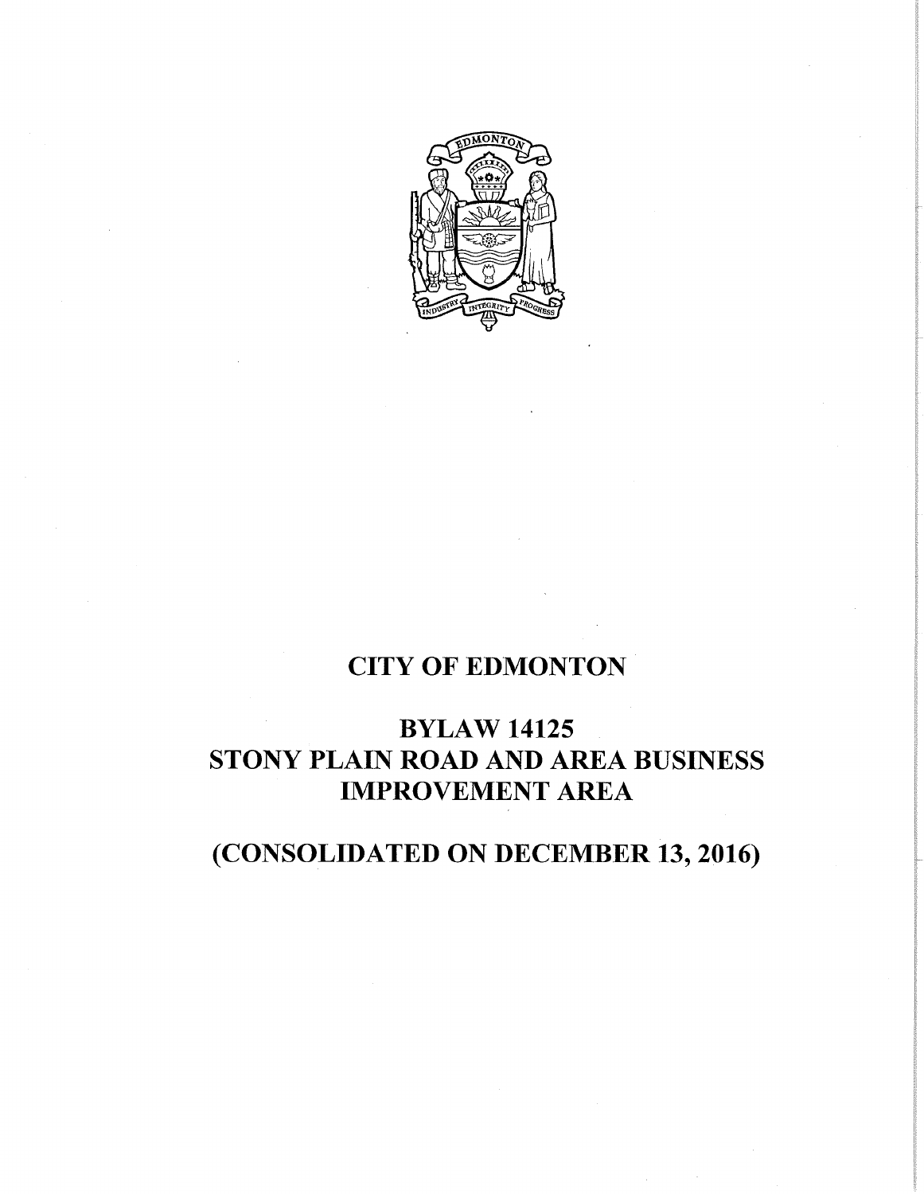# CITY OF EDMONTON

# BYLAW 14125
# STONY PLAIN ROAD AND AREA BUSINESS IMPROVEMENT AREA

# (CONSOLIDATED ON DECEMBER 13, 2016)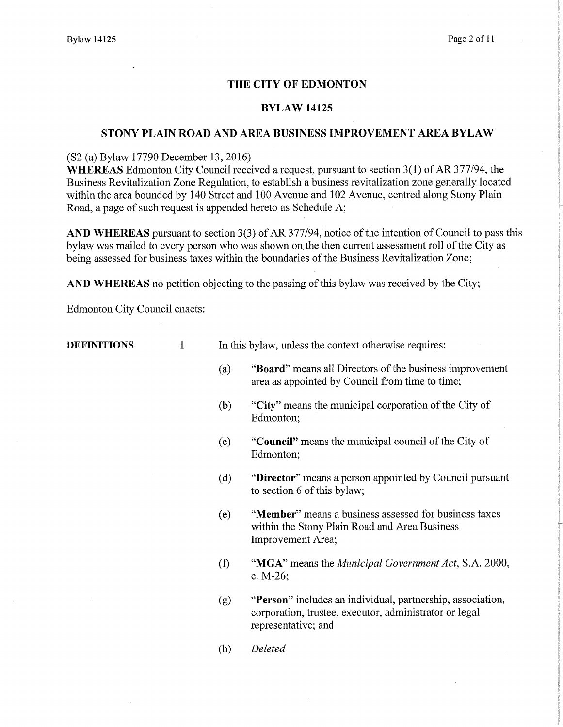# THE CITY OF EDMONTON

## BYLAW 14125

## STONY PLAIN ROAD AND AREA BUSINESS IMPROVEMENT AREA BYLAW

(S2 (a) Bylaw 17790 December 13, 2016)

**WHEREAS** Edmonton City Council received a request, pursuant to section 3(1) of AR 377/94, the Business Revitalization Zone Regulation, to establish a business revitalization zone generally located within the area bounded by 140 Street and 100 Avenue and 102 Avenue, centred along Stony Plain Road, a page of such request is appended hereto as Schedule A;

**AND WHEREAS** pursuant to section 3(3) of AR 377/94, notice of the intention of Council to pass this bylaw was mailed to every person who was shown on the then current assessment roll of the City as being assessed for business taxes within the boundaries of the Business Revitalization Zone;

**AND WHEREAS** no petition objecting to the passing of this bylaw was received by the City;

Edmonton City Council enacts:

**DEFINITIONS** 1 In this bylaw, unless the context otherwise requires:

(a) "**Board**" means all Directors of the business improvement area as appointed by Council from time to time;

(b) "**City**" means the municipal corporation of the City of Edmonton;

(c) "**Council**" means the municipal council of the City of Edmonton;

(d) "**Director**" means a person appointed by Council pursuant to section 6 of this bylaw;

(e) "**Member**" means a business assessed for business taxes within the Stony Plain Road and Area Business Improvement Area;

(f) "**MGA**" means the *Municipal Government Act*, S.A. 2000, c. M-26;

(g) "**Person**" includes an individual, partnership, association, corporation, trustee, executor, administrator or legal representative; and

(h) *Deleted*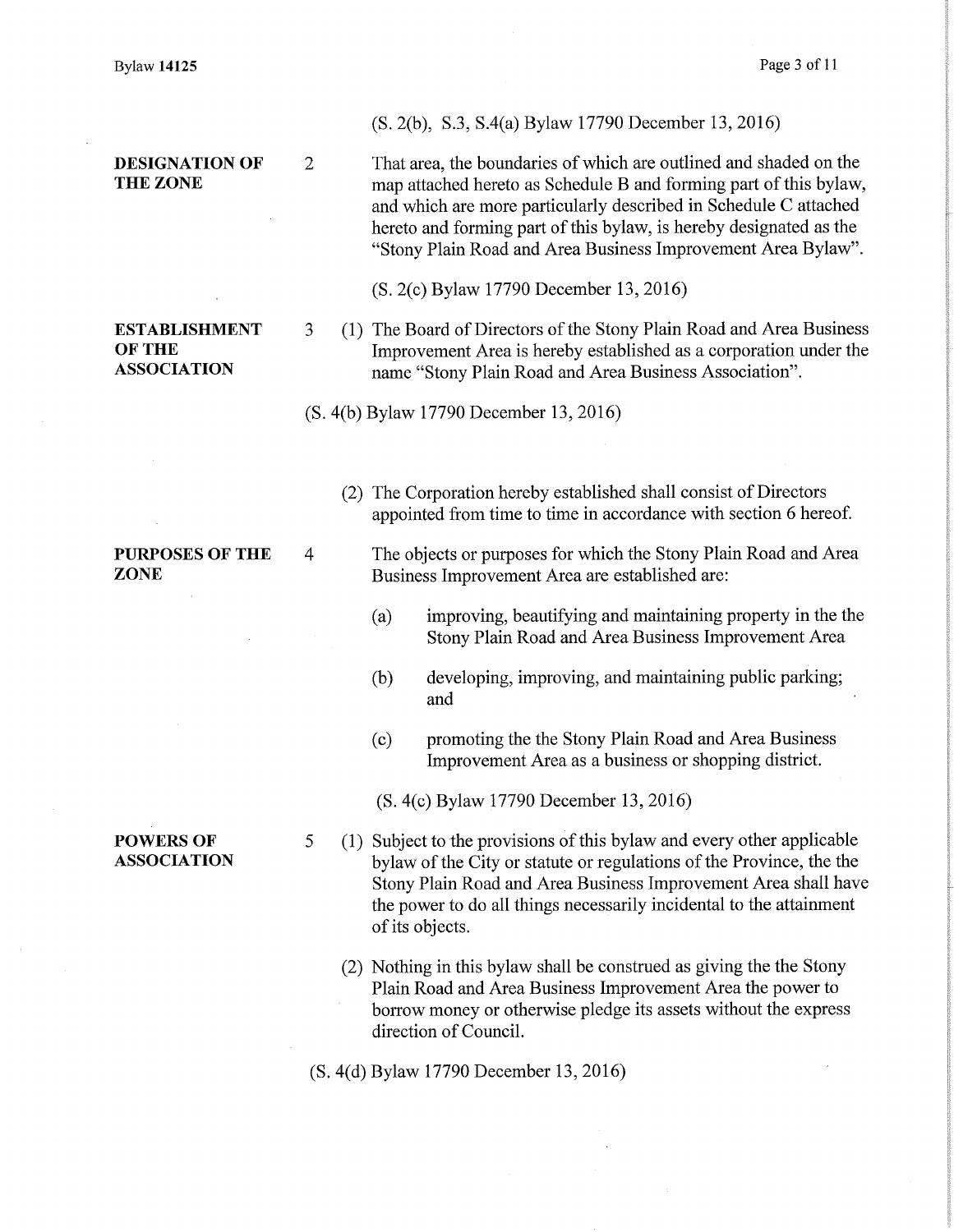(S. 2(b), S.3, S.4(a) Bylaw 17790 December 13, 2016)

**DESIGNATION OF THE ZONE**

2 That area, the boundaries of which are outlined and shaded on the map attached hereto as Schedule B and forming part of this bylaw, and which are more particularly described in Schedule C attached hereto and forming part of this bylaw, is hereby designated as the "Stony Plain Road and Area Business Improvement Area Bylaw".

(S. 2(c) Bylaw 17790 December 13, 2016)

**ESTABLISHMENT OF THE ASSOCIATION**

3 (1) The Board of Directors of the Stony Plain Road and Area Business Improvement Area is hereby established as a corporation under the name "Stony Plain Road and Area Business Association".

(S. 4(b) Bylaw 17790 December 13, 2016)

(2) The Corporation hereby established shall consist of Directors appointed from time to time in accordance with section 6 hereof.

**PURPOSES OF THE ZONE**

4 The objects or purposes for which the Stony Plain Road and Area Business Improvement Area are established are:

(a) improving, beautifying and maintaining property in the the Stony Plain Road and Area Business Improvement Area

(b) developing, improving, and maintaining public parking; and

(c) promoting the the Stony Plain Road and Area Business Improvement Area as a business or shopping district.

(S. 4(c) Bylaw 17790 December 13, 2016)

**POWERS OF ASSOCIATION**

5 (1) Subject to the provisions of this bylaw and every other applicable bylaw of the City or statute or regulations of the Province, the the Stony Plain Road and Area Business Improvement Area shall have the power to do all things necessarily incidental to the attainment of its objects.

(2) Nothing in this bylaw shall be construed as giving the the Stony Plain Road and Area Business Improvement Area the power to borrow money or otherwise pledge its assets without the express direction of Council.

(S. 4(d) Bylaw 17790 December 13, 2016)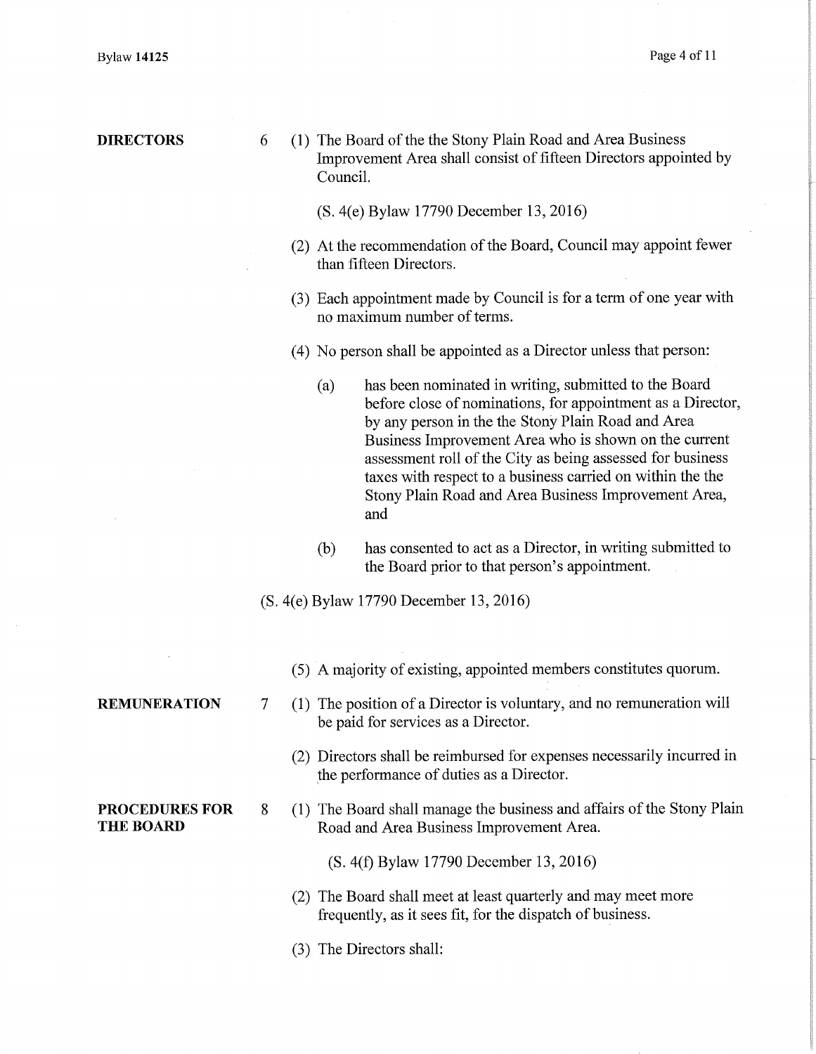**DIRECTORS**

6 (1) The Board of the the Stony Plain Road and Area Business Improvement Area shall consist of fifteen Directors appointed by Council.

(S. 4(e) Bylaw 17790 December 13, 2016)

(2) At the recommendation of the Board, Council may appoint fewer than fifteen Directors.

(3) Each appointment made by Council is for a term of one year with no maximum number of terms.

(4) No person shall be appointed as a Director unless that person:

(a) has been nominated in writing, submitted to the Board before close of nominations, for appointment as a Director, by any person in the the Stony Plain Road and Area Business Improvement Area who is shown on the current assessment roll of the City as being assessed for business taxes with respect to a business carried on within the the Stony Plain Road and Area Business Improvement Area, and

(b) has consented to act as a Director, in writing submitted to the Board prior to that person's appointment.

(S. 4(e) Bylaw 17790 December 13, 2016)

(5) A majority of existing, appointed members constitutes quorum.

**REMUNERATION**

7 (1) The position of a Director is voluntary, and no remuneration will be paid for services as a Director.

(2) Directors shall be reimbursed for expenses necessarily incurred in the performance of duties as a Director.

**PROCEDURES FOR THE BOARD**

8 (1) The Board shall manage the business and affairs of the Stony Plain Road and Area Business Improvement Area.

(S. 4(f) Bylaw 17790 December 13, 2016)

(2) The Board shall meet at least quarterly and may meet more frequently, as it sees fit, for the dispatch of business.

(3) The Directors shall: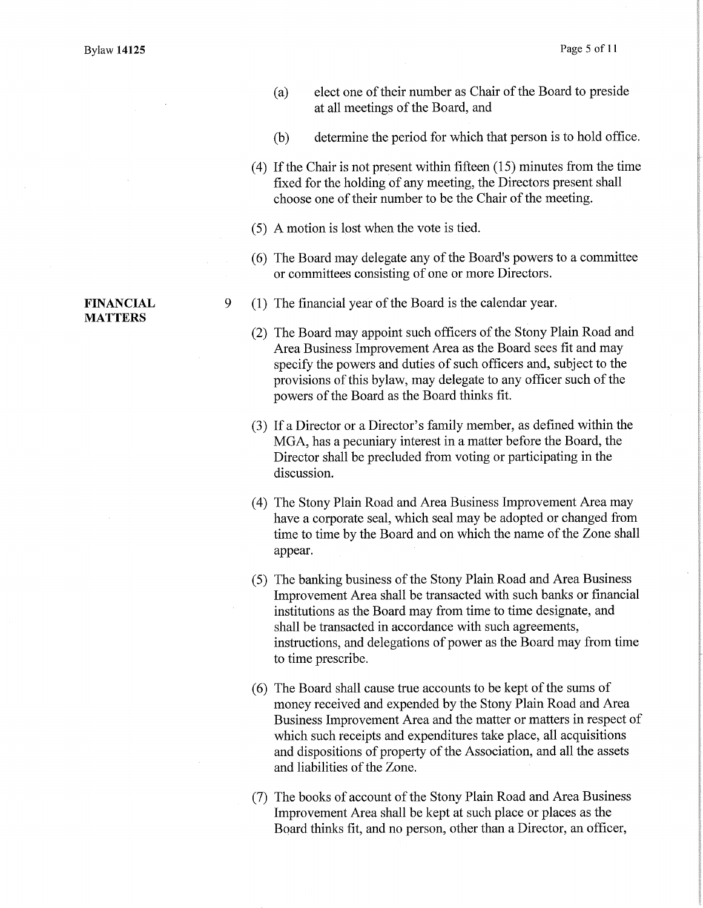(a) elect one of their number as Chair of the Board to preside at all meetings of the Board, and

(b) determine the period for which that person is to hold office.

(4) If the Chair is not present within fifteen (15) minutes from the time fixed for the holding of any meeting, the Directors present shall choose one of their number to be the Chair of the meeting.

(5) A motion is lost when the vote is tied.

(6) The Board may delegate any of the Board's powers to a committee or committees consisting of one or more Directors.

**FINANCIAL MATTERS**

9 (1) The financial year of the Board is the calendar year.

(2) The Board may appoint such officers of the Stony Plain Road and Area Business Improvement Area as the Board sees fit and may specify the powers and duties of such officers and, subject to the provisions of this bylaw, may delegate to any officer such of the powers of the Board as the Board thinks fit.

(3) If a Director or a Director's family member, as defined within the MGA, has a pecuniary interest in a matter before the Board, the Director shall be precluded from voting or participating in the discussion.

(4) The Stony Plain Road and Area Business Improvement Area may have a corporate seal, which seal may be adopted or changed from time to time by the Board and on which the name of the Zone shall appear.

(5) The banking business of the Stony Plain Road and Area Business Improvement Area shall be transacted with such banks or financial institutions as the Board may from time to time designate, and shall be transacted in accordance with such agreements, instructions, and delegations of power as the Board may from time to time prescribe.

(6) The Board shall cause true accounts to be kept of the sums of money received and expended by the Stony Plain Road and Area Business Improvement Area and the matter or matters in respect of which such receipts and expenditures take place, all acquisitions and dispositions of property of the Association, and all the assets and liabilities of the Zone.

(7) The books of account of the Stony Plain Road and Area Business Improvement Area shall be kept at such place or places as the Board thinks fit, and no person, other than a Director, an officer,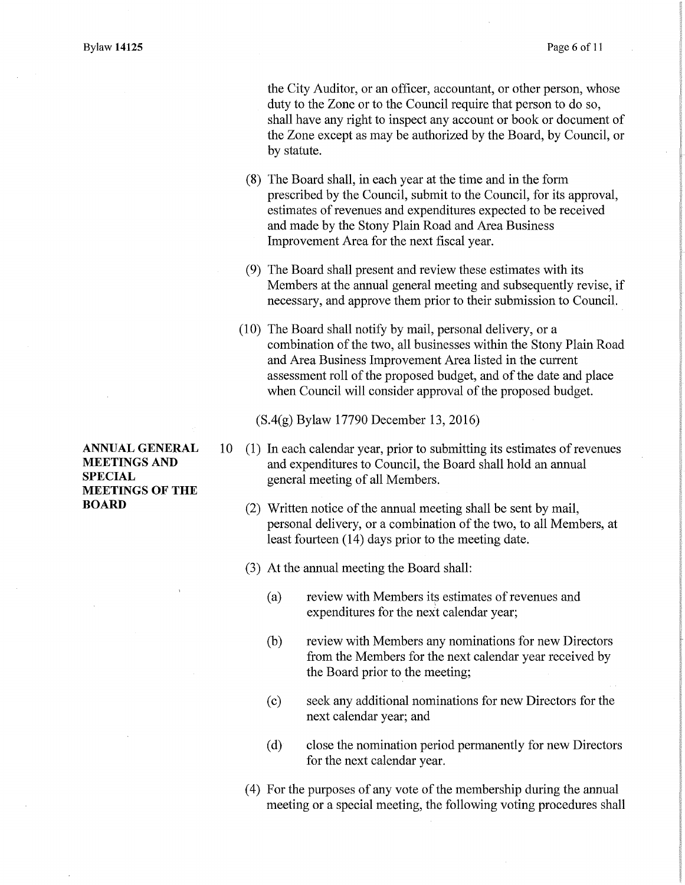the City Auditor, or an officer, accountant, or other person, whose duty to the Zone or to the Council require that person to do so, shall have any right to inspect any account or book or document of the Zone except as may be authorized by the Board, by Council, or by statute.

(8) The Board shall, in each year at the time and in the form prescribed by the Council, submit to the Council, for its approval, estimates of revenues and expenditures expected to be received and made by the Stony Plain Road and Area Business Improvement Area for the next fiscal year.

(9) The Board shall present and review these estimates with its Members at the annual general meeting and subsequently revise, if necessary, and approve them prior to their submission to Council.

(10) The Board shall notify by mail, personal delivery, or a combination of the two, all businesses within the Stony Plain Road and Area Business Improvement Area listed in the current assessment roll of the proposed budget, and of the date and place when Council will consider approval of the proposed budget.

(S.4(g) Bylaw 17790 December 13, 2016)

**ANNUAL GENERAL MEETINGS AND SPECIAL MEETINGS OF THE BOARD**

10 (1) In each calendar year, prior to submitting its estimates of revenues and expenditures to Council, the Board shall hold an annual general meeting of all Members.

(2) Written notice of the annual meeting shall be sent by mail, personal delivery, or a combination of the two, to all Members, at least fourteen (14) days prior to the meeting date.

(3) At the annual meeting the Board shall:

(a) review with Members its estimates of revenues and expenditures for the next calendar year;

(b) review with Members any nominations for new Directors from the Members for the next calendar year received by the Board prior to the meeting;

(c) seek any additional nominations for new Directors for the next calendar year; and

(d) close the nomination period permanently for new Directors for the next calendar year.

(4) For the purposes of any vote of the membership during the annual meeting or a special meeting, the following voting procedures shall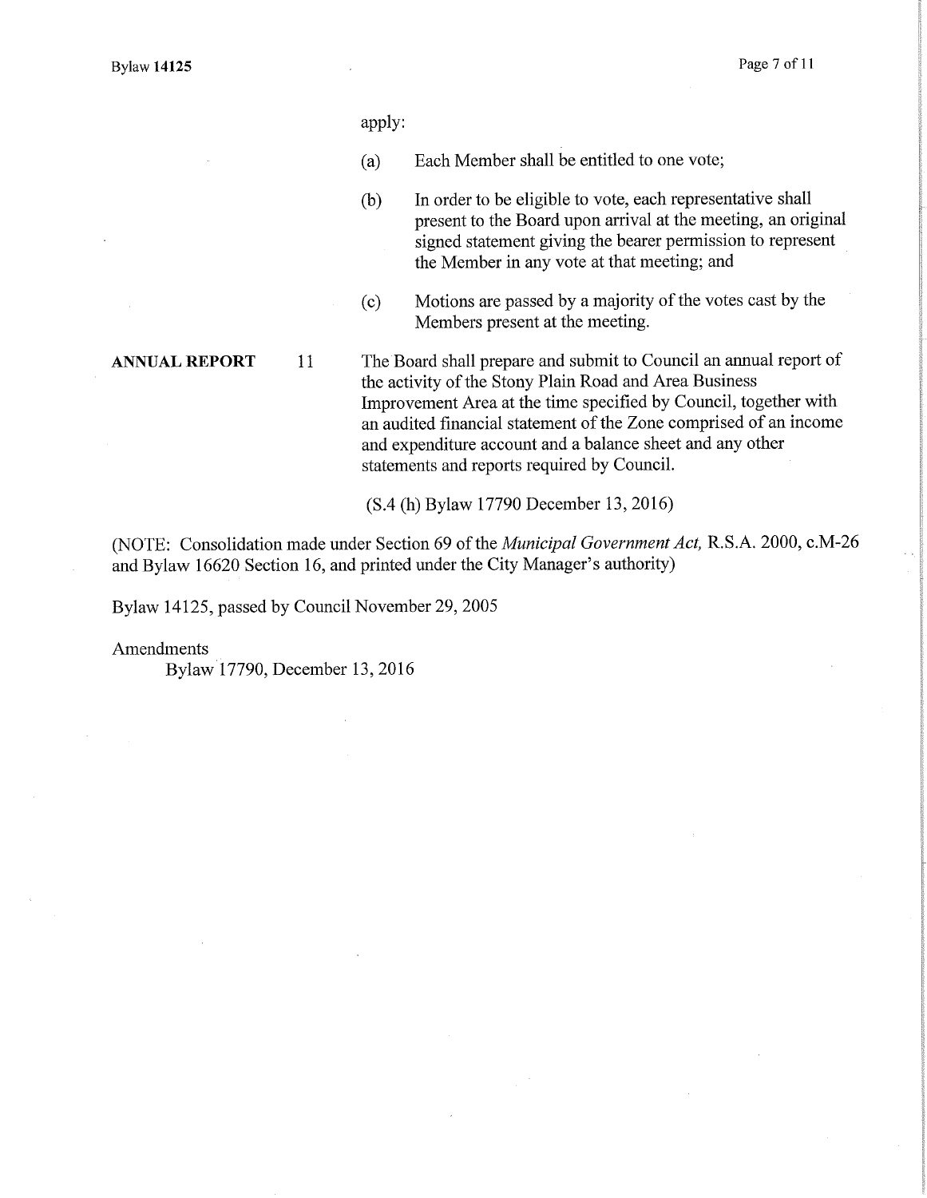apply:

(a) Each Member shall be entitled to one vote;

(b) In order to be eligible to vote, each representative shall present to the Board upon arrival at the meeting, an original signed statement giving the bearer permission to represent the Member in any vote at that meeting; and

(c) Motions are passed by a majority of the votes cast by the Members present at the meeting.

**ANNUAL REPORT** 11 The Board shall prepare and submit to Council an annual report of the activity of the Stony Plain Road and Area Business Improvement Area at the time specified by Council, together with an audited financial statement of the Zone comprised of an income and expenditure account and a balance sheet and any other statements and reports required by Council.

(S.4 (h) Bylaw 17790 December 13, 2016)

(NOTE: Consolidation made under Section 69 of the *Municipal Government Act,* R.S.A. 2000, c.M-26 and Bylaw 16620 Section 16, and printed under the City Manager's authority)

Bylaw 14125, passed by Council November 29, 2005

Amendments

Bylaw 17790, December 13, 2016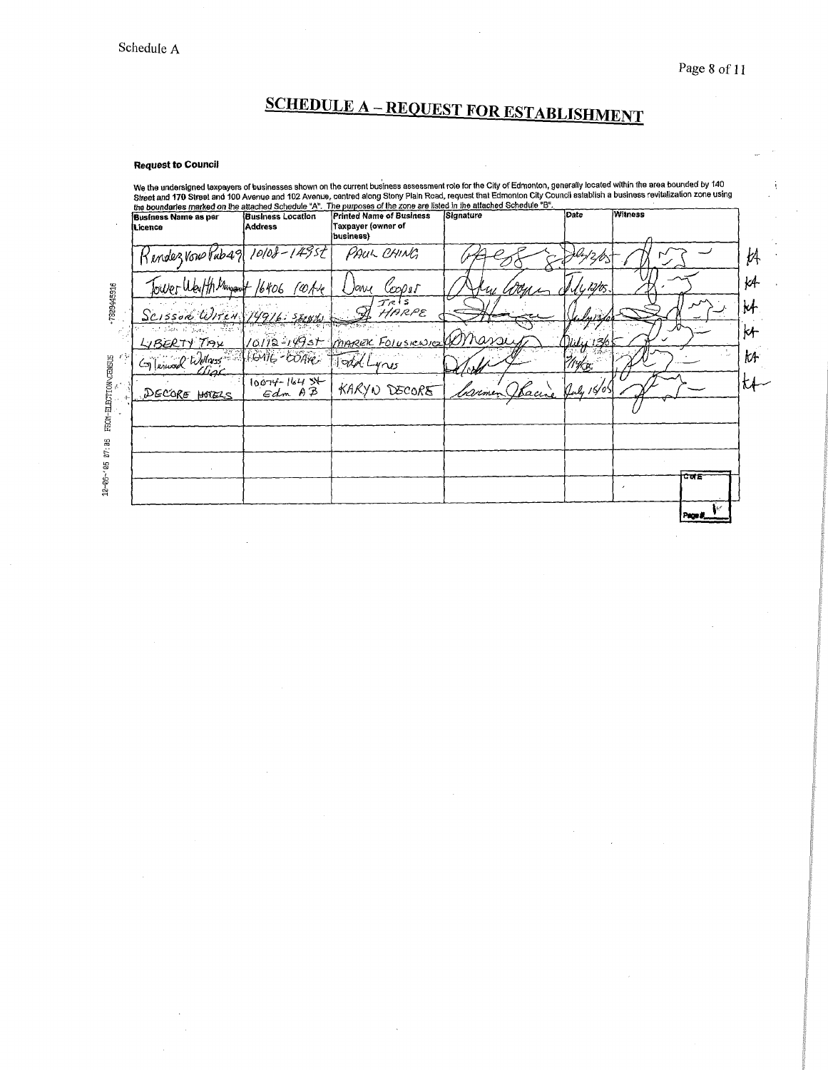Schedule A

# SCHEDULE A – REQUEST FOR ESTABLISHMENT

**Request to Council**

We the undersigned taxpayers of businesses shown on the current business assessment role for the City of Edmonton, generally located within the area bounded by 140 Street and 170 Street and 100 Avenue and 102 Avenue, centred along Stony Plain Road, request that Edmonton City Council establish a business revitalization zone using the boundaries marked on the attached Schedule "A". The purposes of the zone are listed in the attached Schedule "B".

| Business Name as per Licence | Business Location Address | Printed Name of Business Taxpayer (owner of business) | Signature | Date | Witness |
|---|---|---|---|---|---|
| Rendezvous Pub 49 | 10108 - 149 St | PAUL CHING | [signature] | July 12/05 | [signature] |
| Tower Wealth Management | 16406 100 Ave | Dave Cooper | [signature] | July 12/05 | [signature] |
| SCISSOR WITCH | 14916 - SPR(?) | IRIS HARPE | [signature] | July 13/05 | [signature] |
| LIBERTY TAX | 10112 - 149 ST | MAREK FOLUSIEWICZ | [signature] | July 13/05 | [signature] |
| Glenwood Wellness Clinic | 16416 - 100 Ave | Todd Lyons | [signature] | 7/14/05 | [signature] |
| DECORE HOTELS | 10074 - 164 St Edm AB | KARYN DECORE | [signature] | July 15/05 | [signature] |
| | | | | | |
| | | | | | |
| | | | | | |
| | | | | | |

COE

Page # 1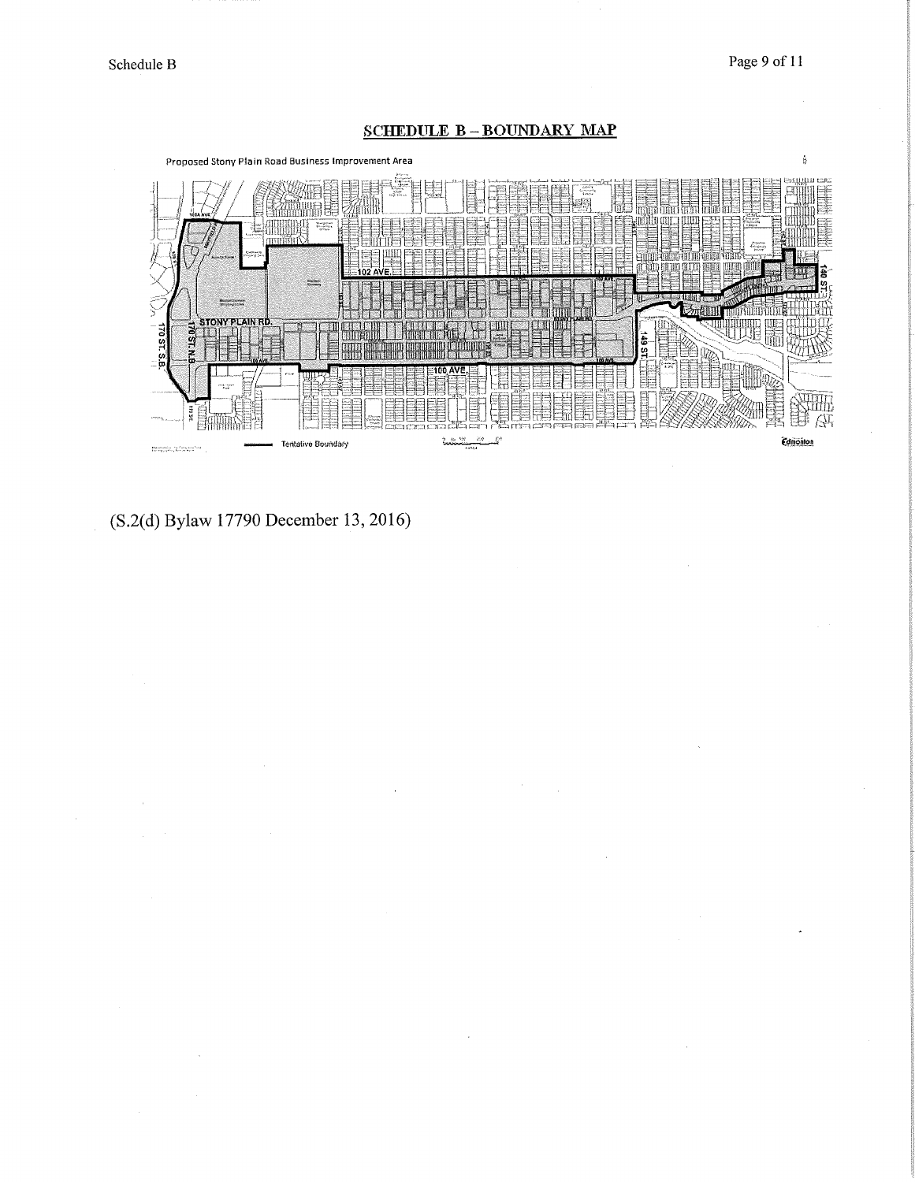## SCHEDULE B – BOUNDARY MAP

Proposed Stony Plain Road Business Improvement Area

Tentative Boundary

(S.2(d) Bylaw 17790 December 13, 2016)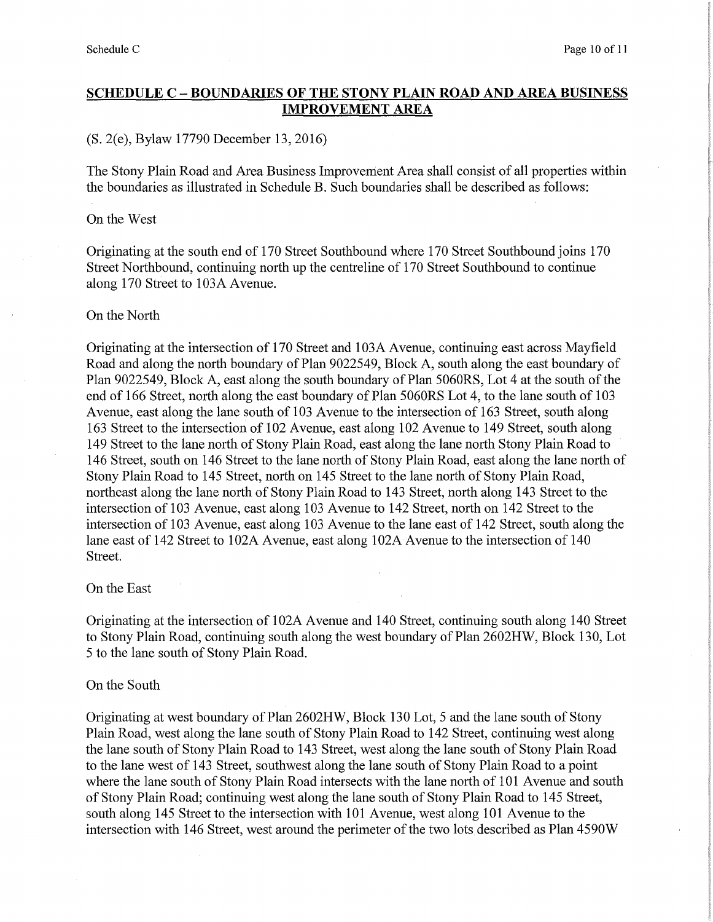## SCHEDULE C – BOUNDARIES OF THE STONY PLAIN ROAD AND AREA BUSINESS IMPROVEMENT AREA

(S. 2(e), Bylaw 17790 December 13, 2016)

The Stony Plain Road and Area Business Improvement Area shall consist of all properties within the boundaries as illustrated in Schedule B. Such boundaries shall be described as follows:

On the West

Originating at the south end of 170 Street Southbound where 170 Street Southbound joins 170 Street Northbound, continuing north up the centreline of 170 Street Southbound to continue along 170 Street to 103A Avenue.

On the North

Originating at the intersection of 170 Street and 103A Avenue, continuing east across Mayfield Road and along the north boundary of Plan 9022549, Block A, south along the east boundary of Plan 9022549, Block A, east along the south boundary of Plan 5060RS, Lot 4 at the south of the end of 166 Street, north along the east boundary of Plan 5060RS Lot 4, to the lane south of 103 Avenue, east along the lane south of 103 Avenue to the intersection of 163 Street, south along 163 Street to the intersection of 102 Avenue, east along 102 Avenue to 149 Street, south along 149 Street to the lane north of Stony Plain Road, east along the lane north Stony Plain Road to 146 Street, south on 146 Street to the lane north of Stony Plain Road, east along the lane north of Stony Plain Road to 145 Street, north on 145 Street to the lane north of Stony Plain Road, northeast along the lane north of Stony Plain Road to 143 Street, north along 143 Street to the intersection of 103 Avenue, east along 103 Avenue to 142 Street, north on 142 Street to the intersection of 103 Avenue, east along 103 Avenue to the lane east of 142 Street, south along the lane east of 142 Street to 102A Avenue, east along 102A Avenue to the intersection of 140 Street.

On the East

Originating at the intersection of 102A Avenue and 140 Street, continuing south along 140 Street to Stony Plain Road, continuing south along the west boundary of Plan 2602HW, Block 130, Lot 5 to the lane south of Stony Plain Road.

On the South

Originating at west boundary of Plan 2602HW, Block 130 Lot, 5 and the lane south of Stony Plain Road, west along the lane south of Stony Plain Road to 142 Street, continuing west along the lane south of Stony Plain Road to 143 Street, west along the lane south of Stony Plain Road to the lane west of 143 Street, southwest along the lane south of Stony Plain Road to a point where the lane south of Stony Plain Road intersects with the lane north of 101 Avenue and south of Stony Plain Road; continuing west along the lane south of Stony Plain Road to 145 Street, south along 145 Street to the intersection with 101 Avenue, west along 101 Avenue to the intersection with 146 Street, west around the perimeter of the two lots described as Plan 4590W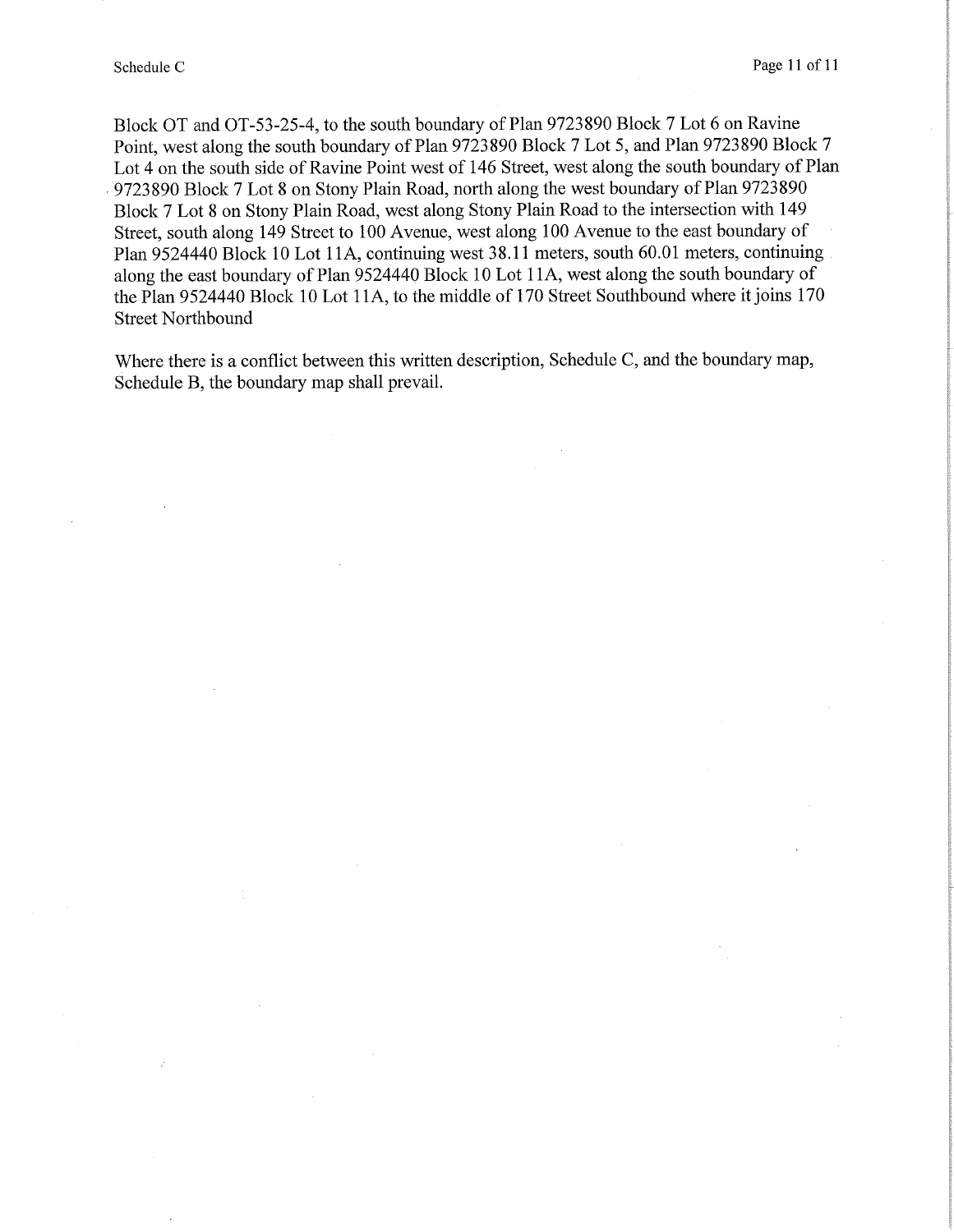Block OT and OT-53-25-4, to the south boundary of Plan 9723890 Block 7 Lot 6 on Ravine Point, west along the south boundary of Plan 9723890 Block 7 Lot 5, and Plan 9723890 Block 7 Lot 4 on the south side of Ravine Point west of 146 Street, west along the south boundary of Plan 9723890 Block 7 Lot 8 on Stony Plain Road, north along the west boundary of Plan 9723890 Block 7 Lot 8 on Stony Plain Road, west along Stony Plain Road to the intersection with 149 Street, south along 149 Street to 100 Avenue, west along 100 Avenue to the east boundary of Plan 9524440 Block 10 Lot 11A, continuing west 38.11 meters, south 60.01 meters, continuing along the east boundary of Plan 9524440 Block 10 Lot 11A, west along the south boundary of the Plan 9524440 Block 10 Lot 11A, to the middle of 170 Street Southbound where it joins 170 Street Northbound

Where there is a conflict between this written description, Schedule C, and the boundary map, Schedule B, the boundary map shall prevail.